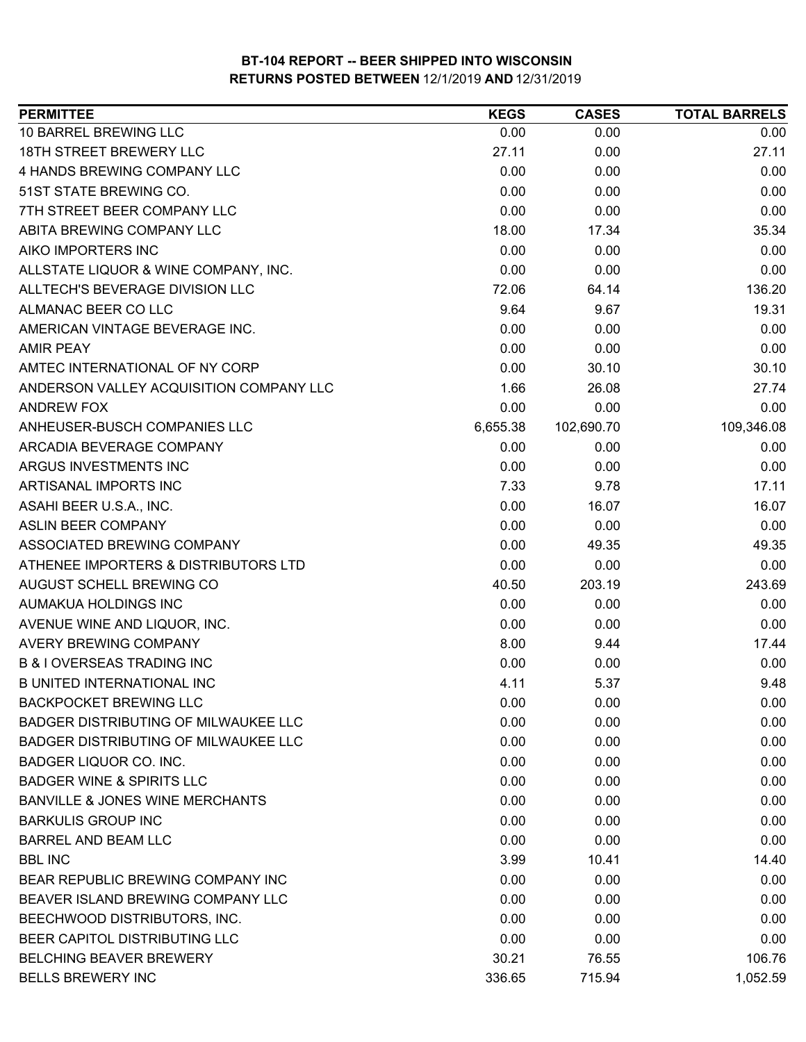**BT-104 REPORT -- BEER SHIPPED INTO WISCONSIN**
**RETURNS POSTED BETWEEN** 12/1/2019 **AND** 12/31/2019

| PERMITTEE | KEGS | CASES | TOTAL BARRELS |
|---|---|---|---|
| 10 BARREL BREWING LLC | 0.00 | 0.00 | 0.00 |
| 18TH STREET BREWERY LLC | 27.11 | 0.00 | 27.11 |
| 4 HANDS BREWING COMPANY LLC | 0.00 | 0.00 | 0.00 |
| 51ST STATE BREWING CO. | 0.00 | 0.00 | 0.00 |
| 7TH STREET BEER COMPANY LLC | 0.00 | 0.00 | 0.00 |
| ABITA BREWING COMPANY LLC | 18.00 | 17.34 | 35.34 |
| AIKO IMPORTERS INC | 0.00 | 0.00 | 0.00 |
| ALLSTATE LIQUOR & WINE COMPANY, INC. | 0.00 | 0.00 | 0.00 |
| ALLTECH'S BEVERAGE DIVISION LLC | 72.06 | 64.14 | 136.20 |
| ALMANAC BEER CO LLC | 9.64 | 9.67 | 19.31 |
| AMERICAN VINTAGE BEVERAGE INC. | 0.00 | 0.00 | 0.00 |
| AMIR PEAY | 0.00 | 0.00 | 0.00 |
| AMTEC INTERNATIONAL OF NY CORP | 0.00 | 30.10 | 30.10 |
| ANDERSON VALLEY ACQUISITION COMPANY LLC | 1.66 | 26.08 | 27.74 |
| ANDREW FOX | 0.00 | 0.00 | 0.00 |
| ANHEUSER-BUSCH COMPANIES LLC | 6,655.38 | 102,690.70 | 109,346.08 |
| ARCADIA BEVERAGE COMPANY | 0.00 | 0.00 | 0.00 |
| ARGUS INVESTMENTS INC | 0.00 | 0.00 | 0.00 |
| ARTISANAL IMPORTS INC | 7.33 | 9.78 | 17.11 |
| ASAHI BEER U.S.A., INC. | 0.00 | 16.07 | 16.07 |
| ASLIN BEER COMPANY | 0.00 | 0.00 | 0.00 |
| ASSOCIATED BREWING COMPANY | 0.00 | 49.35 | 49.35 |
| ATHENEE IMPORTERS & DISTRIBUTORS LTD | 0.00 | 0.00 | 0.00 |
| AUGUST SCHELL BREWING CO | 40.50 | 203.19 | 243.69 |
| AUMAKUA HOLDINGS INC | 0.00 | 0.00 | 0.00 |
| AVENUE WINE AND LIQUOR, INC. | 0.00 | 0.00 | 0.00 |
| AVERY BREWING COMPANY | 8.00 | 9.44 | 17.44 |
| B & I OVERSEAS TRADING INC | 0.00 | 0.00 | 0.00 |
| B UNITED INTERNATIONAL INC | 4.11 | 5.37 | 9.48 |
| BACKPOCKET BREWING LLC | 0.00 | 0.00 | 0.00 |
| BADGER DISTRIBUTING OF MILWAUKEE LLC | 0.00 | 0.00 | 0.00 |
| BADGER DISTRIBUTING OF MILWAUKEE LLC | 0.00 | 0.00 | 0.00 |
| BADGER LIQUOR CO. INC. | 0.00 | 0.00 | 0.00 |
| BADGER WINE & SPIRITS LLC | 0.00 | 0.00 | 0.00 |
| BANVILLE & JONES WINE MERCHANTS | 0.00 | 0.00 | 0.00 |
| BARKULIS GROUP INC | 0.00 | 0.00 | 0.00 |
| BARREL AND BEAM LLC | 0.00 | 0.00 | 0.00 |
| BBL INC | 3.99 | 10.41 | 14.40 |
| BEAR REPUBLIC BREWING COMPANY INC | 0.00 | 0.00 | 0.00 |
| BEAVER ISLAND BREWING COMPANY LLC | 0.00 | 0.00 | 0.00 |
| BEECHWOOD DISTRIBUTORS, INC. | 0.00 | 0.00 | 0.00 |
| BEER CAPITOL DISTRIBUTING LLC | 0.00 | 0.00 | 0.00 |
| BELCHING BEAVER BREWERY | 30.21 | 76.55 | 106.76 |
| BELLS BREWERY INC | 336.65 | 715.94 | 1,052.59 |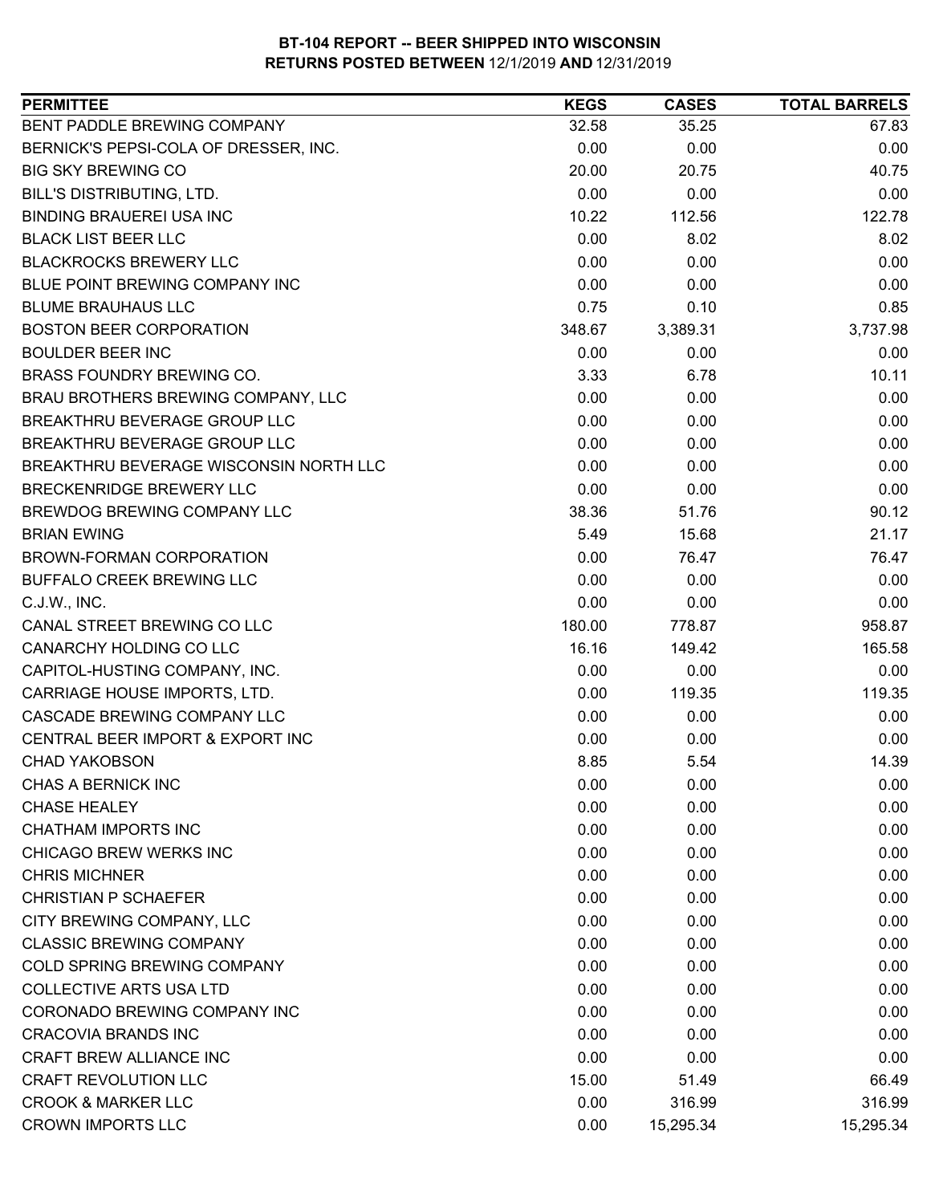**BT-104 REPORT -- BEER SHIPPED INTO WISCONSIN**
**RETURNS POSTED BETWEEN 12/1/2019 AND 12/31/2019**

| PERMITTEE | KEGS | CASES | TOTAL BARRELS |
|---|---|---|---|
| BENT PADDLE BREWING COMPANY | 32.58 | 35.25 | 67.83 |
| BERNICK'S PEPSI-COLA OF DRESSER, INC. | 0.00 | 0.00 | 0.00 |
| BIG SKY BREWING CO | 20.00 | 20.75 | 40.75 |
| BILL'S DISTRIBUTING, LTD. | 0.00 | 0.00 | 0.00 |
| BINDING BRAUEREI USA INC | 10.22 | 112.56 | 122.78 |
| BLACK LIST BEER LLC | 0.00 | 8.02 | 8.02 |
| BLACKROCKS BREWERY LLC | 0.00 | 0.00 | 0.00 |
| BLUE POINT BREWING COMPANY INC | 0.00 | 0.00 | 0.00 |
| BLUME BRAUHAUS LLC | 0.75 | 0.10 | 0.85 |
| BOSTON BEER CORPORATION | 348.67 | 3,389.31 | 3,737.98 |
| BOULDER BEER INC | 0.00 | 0.00 | 0.00 |
| BRASS FOUNDRY BREWING CO. | 3.33 | 6.78 | 10.11 |
| BRAU BROTHERS BREWING COMPANY, LLC | 0.00 | 0.00 | 0.00 |
| BREAKTHRU BEVERAGE GROUP LLC | 0.00 | 0.00 | 0.00 |
| BREAKTHRU BEVERAGE GROUP LLC | 0.00 | 0.00 | 0.00 |
| BREAKTHRU BEVERAGE WISCONSIN NORTH LLC | 0.00 | 0.00 | 0.00 |
| BRECKENRIDGE BREWERY LLC | 0.00 | 0.00 | 0.00 |
| BREWDOG BREWING COMPANY LLC | 38.36 | 51.76 | 90.12 |
| BRIAN EWING | 5.49 | 15.68 | 21.17 |
| BROWN-FORMAN CORPORATION | 0.00 | 76.47 | 76.47 |
| BUFFALO CREEK BREWING LLC | 0.00 | 0.00 | 0.00 |
| C.J.W., INC. | 0.00 | 0.00 | 0.00 |
| CANAL STREET BREWING CO LLC | 180.00 | 778.87 | 958.87 |
| CANARCHY HOLDING CO LLC | 16.16 | 149.42 | 165.58 |
| CAPITOL-HUSTING COMPANY, INC. | 0.00 | 0.00 | 0.00 |
| CARRIAGE HOUSE IMPORTS, LTD. | 0.00 | 119.35 | 119.35 |
| CASCADE BREWING COMPANY LLC | 0.00 | 0.00 | 0.00 |
| CENTRAL BEER IMPORT & EXPORT INC | 0.00 | 0.00 | 0.00 |
| CHAD YAKOBSON | 8.85 | 5.54 | 14.39 |
| CHAS A BERNICK INC | 0.00 | 0.00 | 0.00 |
| CHASE HEALEY | 0.00 | 0.00 | 0.00 |
| CHATHAM IMPORTS INC | 0.00 | 0.00 | 0.00 |
| CHICAGO BREW WERKS INC | 0.00 | 0.00 | 0.00 |
| CHRIS MICHNER | 0.00 | 0.00 | 0.00 |
| CHRISTIAN P SCHAEFER | 0.00 | 0.00 | 0.00 |
| CITY BREWING COMPANY, LLC | 0.00 | 0.00 | 0.00 |
| CLASSIC BREWING COMPANY | 0.00 | 0.00 | 0.00 |
| COLD SPRING BREWING COMPANY | 0.00 | 0.00 | 0.00 |
| COLLECTIVE ARTS USA LTD | 0.00 | 0.00 | 0.00 |
| CORONADO BREWING COMPANY INC | 0.00 | 0.00 | 0.00 |
| CRACOVIA BRANDS INC | 0.00 | 0.00 | 0.00 |
| CRAFT BREW ALLIANCE INC | 0.00 | 0.00 | 0.00 |
| CRAFT REVOLUTION LLC | 15.00 | 51.49 | 66.49 |
| CROOK & MARKER LLC | 0.00 | 316.99 | 316.99 |
| CROWN IMPORTS LLC | 0.00 | 15,295.34 | 15,295.34 |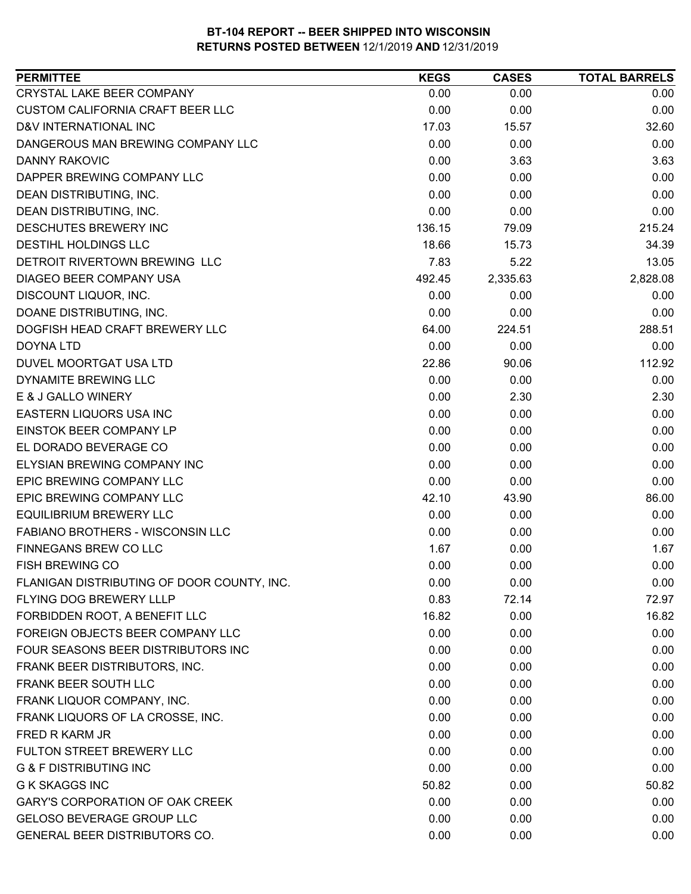**BT-104 REPORT -- BEER SHIPPED INTO WISCONSIN**
**RETURNS POSTED BETWEEN 12/1/2019 AND 12/31/2019**

| PERMITTEE | KEGS | CASES | TOTAL BARRELS |
|---|---|---|---|
| CRYSTAL LAKE BEER COMPANY | 0.00 | 0.00 | 0.00 |
| CUSTOM CALIFORNIA CRAFT BEER LLC | 0.00 | 0.00 | 0.00 |
| D&V INTERNATIONAL INC | 17.03 | 15.57 | 32.60 |
| DANGEROUS MAN BREWING COMPANY LLC | 0.00 | 0.00 | 0.00 |
| DANNY RAKOVIC | 0.00 | 3.63 | 3.63 |
| DAPPER BREWING COMPANY LLC | 0.00 | 0.00 | 0.00 |
| DEAN DISTRIBUTING, INC. | 0.00 | 0.00 | 0.00 |
| DEAN DISTRIBUTING, INC. | 0.00 | 0.00 | 0.00 |
| DESCHUTES BREWERY INC | 136.15 | 79.09 | 215.24 |
| DESTIHL HOLDINGS LLC | 18.66 | 15.73 | 34.39 |
| DETROIT RIVERTOWN BREWING LLC | 7.83 | 5.22 | 13.05 |
| DIAGEO BEER COMPANY USA | 492.45 | 2,335.63 | 2,828.08 |
| DISCOUNT LIQUOR, INC. | 0.00 | 0.00 | 0.00 |
| DOANE DISTRIBUTING, INC. | 0.00 | 0.00 | 0.00 |
| DOGFISH HEAD CRAFT BREWERY LLC | 64.00 | 224.51 | 288.51 |
| DOYNA LTD | 0.00 | 0.00 | 0.00 |
| DUVEL MOORTGAT USA LTD | 22.86 | 90.06 | 112.92 |
| DYNAMITE BREWING LLC | 0.00 | 0.00 | 0.00 |
| E & J GALLO WINERY | 0.00 | 2.30 | 2.30 |
| EASTERN LIQUORS USA INC | 0.00 | 0.00 | 0.00 |
| EINSTOK BEER COMPANY LP | 0.00 | 0.00 | 0.00 |
| EL DORADO BEVERAGE CO | 0.00 | 0.00 | 0.00 |
| ELYSIAN BREWING COMPANY INC | 0.00 | 0.00 | 0.00 |
| EPIC BREWING COMPANY LLC | 0.00 | 0.00 | 0.00 |
| EPIC BREWING COMPANY LLC | 42.10 | 43.90 | 86.00 |
| EQUILIBRIUM BREWERY LLC | 0.00 | 0.00 | 0.00 |
| FABIANO BROTHERS - WISCONSIN LLC | 0.00 | 0.00 | 0.00 |
| FINNEGANS BREW CO LLC | 1.67 | 0.00 | 1.67 |
| FISH BREWING CO | 0.00 | 0.00 | 0.00 |
| FLANIGAN DISTRIBUTING OF DOOR COUNTY, INC. | 0.00 | 0.00 | 0.00 |
| FLYING DOG BREWERY LLLP | 0.83 | 72.14 | 72.97 |
| FORBIDDEN ROOT, A BENEFIT LLC | 16.82 | 0.00 | 16.82 |
| FOREIGN OBJECTS BEER COMPANY LLC | 0.00 | 0.00 | 0.00 |
| FOUR SEASONS BEER DISTRIBUTORS INC | 0.00 | 0.00 | 0.00 |
| FRANK BEER DISTRIBUTORS, INC. | 0.00 | 0.00 | 0.00 |
| FRANK BEER SOUTH LLC | 0.00 | 0.00 | 0.00 |
| FRANK LIQUOR COMPANY, INC. | 0.00 | 0.00 | 0.00 |
| FRANK LIQUORS OF LA CROSSE, INC. | 0.00 | 0.00 | 0.00 |
| FRED R KARM JR | 0.00 | 0.00 | 0.00 |
| FULTON STREET BREWERY LLC | 0.00 | 0.00 | 0.00 |
| G & F DISTRIBUTING INC | 0.00 | 0.00 | 0.00 |
| G K SKAGGS INC | 50.82 | 0.00 | 50.82 |
| GARY'S CORPORATION OF OAK CREEK | 0.00 | 0.00 | 0.00 |
| GELOSO BEVERAGE GROUP LLC | 0.00 | 0.00 | 0.00 |
| GENERAL BEER DISTRIBUTORS CO. | 0.00 | 0.00 | 0.00 |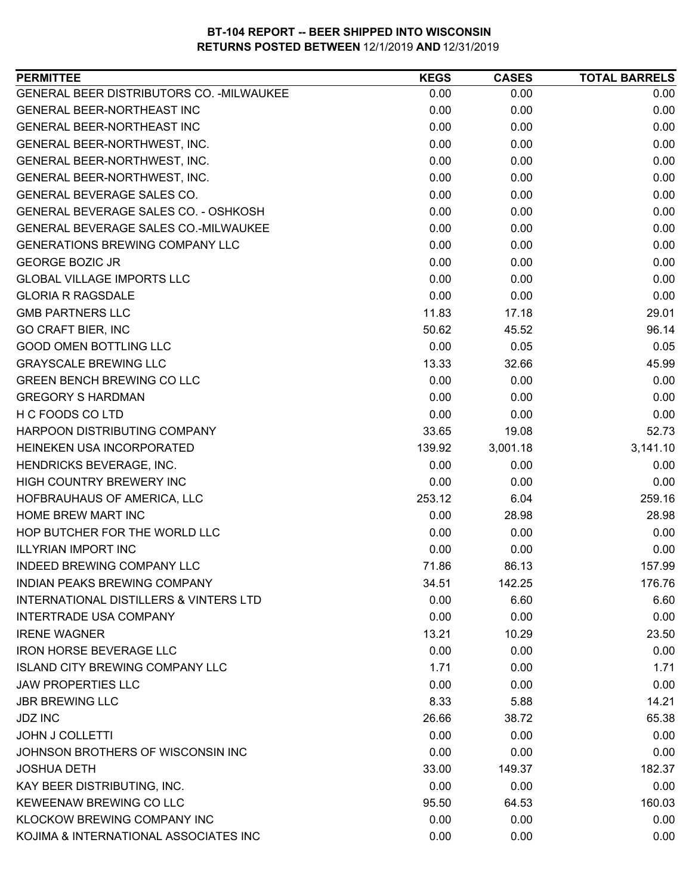# BT-104 REPORT -- BEER SHIPPED INTO WISCONSIN

**RETURNS POSTED BETWEEN** 12/1/2019 **AND** 12/31/2019

| PERMITTEE | KEGS | CASES | TOTAL BARRELS |
|---|---|---|---|
| GENERAL BEER DISTRIBUTORS CO. -MILWAUKEE | 0.00 | 0.00 | 0.00 |
| GENERAL BEER-NORTHEAST INC | 0.00 | 0.00 | 0.00 |
| GENERAL BEER-NORTHEAST INC | 0.00 | 0.00 | 0.00 |
| GENERAL BEER-NORTHWEST, INC. | 0.00 | 0.00 | 0.00 |
| GENERAL BEER-NORTHWEST, INC. | 0.00 | 0.00 | 0.00 |
| GENERAL BEER-NORTHWEST, INC. | 0.00 | 0.00 | 0.00 |
| GENERAL BEVERAGE SALES CO. | 0.00 | 0.00 | 0.00 |
| GENERAL BEVERAGE SALES CO. - OSHKOSH | 0.00 | 0.00 | 0.00 |
| GENERAL BEVERAGE SALES CO.-MILWAUKEE | 0.00 | 0.00 | 0.00 |
| GENERATIONS BREWING COMPANY LLC | 0.00 | 0.00 | 0.00 |
| GEORGE BOZIC JR | 0.00 | 0.00 | 0.00 |
| GLOBAL VILLAGE IMPORTS LLC | 0.00 | 0.00 | 0.00 |
| GLORIA R RAGSDALE | 0.00 | 0.00 | 0.00 |
| GMB PARTNERS LLC | 11.83 | 17.18 | 29.01 |
| GO CRAFT BIER, INC | 50.62 | 45.52 | 96.14 |
| GOOD OMEN BOTTLING LLC | 0.00 | 0.05 | 0.05 |
| GRAYSCALE BREWING LLC | 13.33 | 32.66 | 45.99 |
| GREEN BENCH BREWING CO LLC | 0.00 | 0.00 | 0.00 |
| GREGORY S HARDMAN | 0.00 | 0.00 | 0.00 |
| H C FOODS CO LTD | 0.00 | 0.00 | 0.00 |
| HARPOON DISTRIBUTING COMPANY | 33.65 | 19.08 | 52.73 |
| HEINEKEN USA INCORPORATED | 139.92 | 3,001.18 | 3,141.10 |
| HENDRICKS BEVERAGE, INC. | 0.00 | 0.00 | 0.00 |
| HIGH COUNTRY BREWERY INC | 0.00 | 0.00 | 0.00 |
| HOFBRAUHAUS OF AMERICA, LLC | 253.12 | 6.04 | 259.16 |
| HOME BREW MART INC | 0.00 | 28.98 | 28.98 |
| HOP BUTCHER FOR THE WORLD LLC | 0.00 | 0.00 | 0.00 |
| ILLYRIAN IMPORT INC | 0.00 | 0.00 | 0.00 |
| INDEED BREWING COMPANY LLC | 71.86 | 86.13 | 157.99 |
| INDIAN PEAKS BREWING COMPANY | 34.51 | 142.25 | 176.76 |
| INTERNATIONAL DISTILLERS & VINTERS LTD | 0.00 | 6.60 | 6.60 |
| INTERTRADE USA COMPANY | 0.00 | 0.00 | 0.00 |
| IRENE WAGNER | 13.21 | 10.29 | 23.50 |
| IRON HORSE BEVERAGE LLC | 0.00 | 0.00 | 0.00 |
| ISLAND CITY BREWING COMPANY LLC | 1.71 | 0.00 | 1.71 |
| JAW PROPERTIES LLC | 0.00 | 0.00 | 0.00 |
| JBR BREWING LLC | 8.33 | 5.88 | 14.21 |
| JDZ INC | 26.66 | 38.72 | 65.38 |
| JOHN J COLLETTI | 0.00 | 0.00 | 0.00 |
| JOHNSON BROTHERS OF WISCONSIN INC | 0.00 | 0.00 | 0.00 |
| JOSHUA DETH | 33.00 | 149.37 | 182.37 |
| KAY BEER DISTRIBUTING, INC. | 0.00 | 0.00 | 0.00 |
| KEWEENAW BREWING CO LLC | 95.50 | 64.53 | 160.03 |
| KLOCKOW BREWING COMPANY INC | 0.00 | 0.00 | 0.00 |
| KOJIMA & INTERNATIONAL ASSOCIATES INC | 0.00 | 0.00 | 0.00 |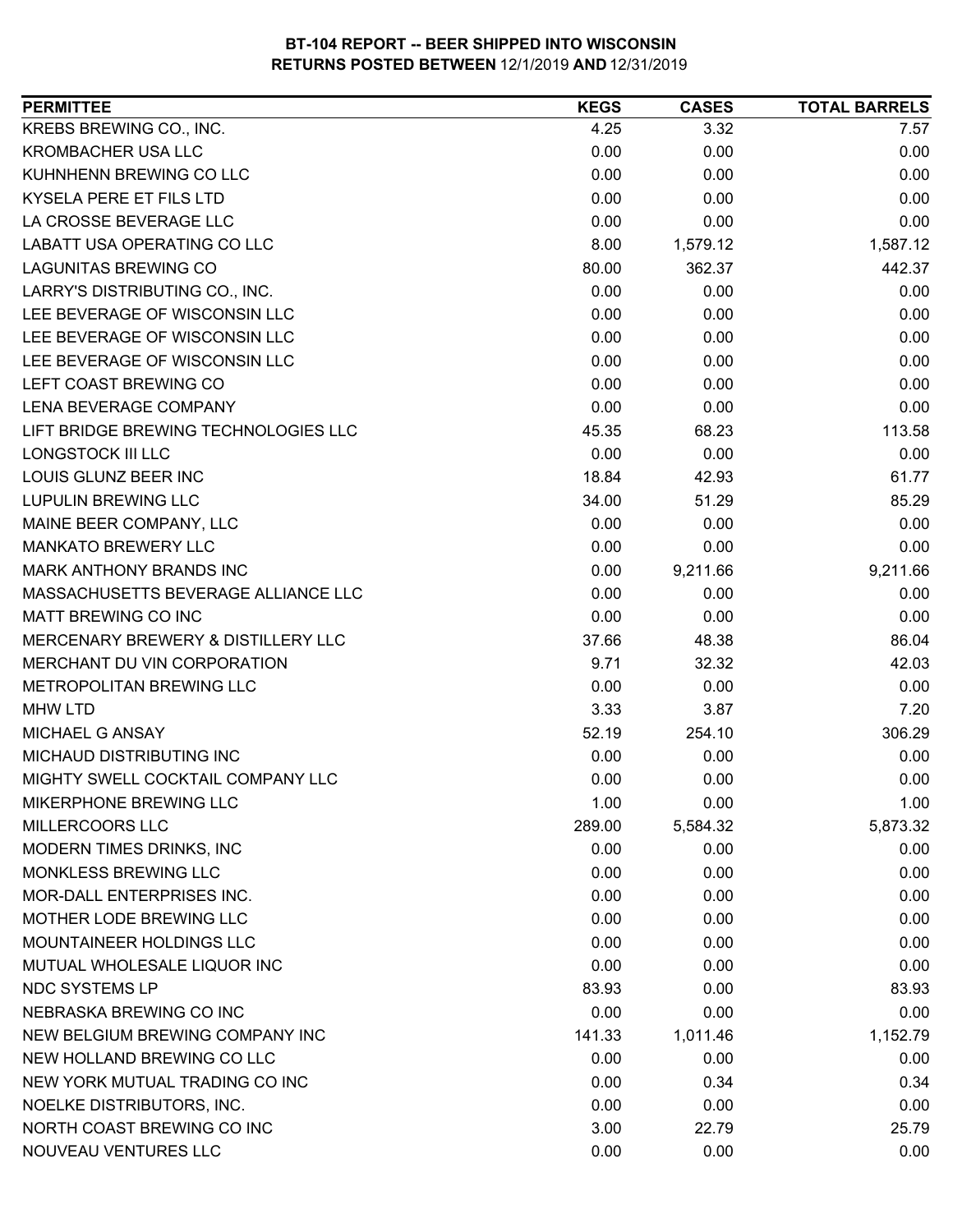**BT-104 REPORT -- BEER SHIPPED INTO WISCONSIN**
**RETURNS POSTED BETWEEN 12/1/2019 AND 12/31/2019**

| PERMITTEE | KEGS | CASES | TOTAL BARRELS |
|---|---|---|---|
| KREBS BREWING CO., INC. | 4.25 | 3.32 | 7.57 |
| KROMBACHER USA LLC | 0.00 | 0.00 | 0.00 |
| KUHNHENN BREWING CO LLC | 0.00 | 0.00 | 0.00 |
| KYSELA PERE ET FILS LTD | 0.00 | 0.00 | 0.00 |
| LA CROSSE BEVERAGE LLC | 0.00 | 0.00 | 0.00 |
| LABATT USA OPERATING CO LLC | 8.00 | 1,579.12 | 1,587.12 |
| LAGUNITAS BREWING CO | 80.00 | 362.37 | 442.37 |
| LARRY'S DISTRIBUTING CO., INC. | 0.00 | 0.00 | 0.00 |
| LEE BEVERAGE OF WISCONSIN LLC | 0.00 | 0.00 | 0.00 |
| LEE BEVERAGE OF WISCONSIN LLC | 0.00 | 0.00 | 0.00 |
| LEE BEVERAGE OF WISCONSIN LLC | 0.00 | 0.00 | 0.00 |
| LEFT COAST BREWING CO | 0.00 | 0.00 | 0.00 |
| LENA BEVERAGE COMPANY | 0.00 | 0.00 | 0.00 |
| LIFT BRIDGE BREWING TECHNOLOGIES LLC | 45.35 | 68.23 | 113.58 |
| LONGSTOCK III LLC | 0.00 | 0.00 | 0.00 |
| LOUIS GLUNZ BEER INC | 18.84 | 42.93 | 61.77 |
| LUPULIN BREWING LLC | 34.00 | 51.29 | 85.29 |
| MAINE BEER COMPANY, LLC | 0.00 | 0.00 | 0.00 |
| MANKATO BREWERY LLC | 0.00 | 0.00 | 0.00 |
| MARK ANTHONY BRANDS INC | 0.00 | 9,211.66 | 9,211.66 |
| MASSACHUSETTS BEVERAGE ALLIANCE LLC | 0.00 | 0.00 | 0.00 |
| MATT BREWING CO INC | 0.00 | 0.00 | 0.00 |
| MERCENARY BREWERY & DISTILLERY LLC | 37.66 | 48.38 | 86.04 |
| MERCHANT DU VIN CORPORATION | 9.71 | 32.32 | 42.03 |
| METROPOLITAN BREWING LLC | 0.00 | 0.00 | 0.00 |
| MHW LTD | 3.33 | 3.87 | 7.20 |
| MICHAEL G ANSAY | 52.19 | 254.10 | 306.29 |
| MICHAUD DISTRIBUTING INC | 0.00 | 0.00 | 0.00 |
| MIGHTY SWELL COCKTAIL COMPANY LLC | 0.00 | 0.00 | 0.00 |
| MIKERPHONE BREWING LLC | 1.00 | 0.00 | 1.00 |
| MILLERCOORS LLC | 289.00 | 5,584.32 | 5,873.32 |
| MODERN TIMES DRINKS, INC | 0.00 | 0.00 | 0.00 |
| MONKLESS BREWING LLC | 0.00 | 0.00 | 0.00 |
| MOR-DALL ENTERPRISES INC. | 0.00 | 0.00 | 0.00 |
| MOTHER LODE BREWING LLC | 0.00 | 0.00 | 0.00 |
| MOUNTAINEER HOLDINGS LLC | 0.00 | 0.00 | 0.00 |
| MUTUAL WHOLESALE LIQUOR INC | 0.00 | 0.00 | 0.00 |
| NDC SYSTEMS LP | 83.93 | 0.00 | 83.93 |
| NEBRASKA BREWING CO INC | 0.00 | 0.00 | 0.00 |
| NEW BELGIUM BREWING COMPANY INC | 141.33 | 1,011.46 | 1,152.79 |
| NEW HOLLAND BREWING CO LLC | 0.00 | 0.00 | 0.00 |
| NEW YORK MUTUAL TRADING CO INC | 0.00 | 0.34 | 0.34 |
| NOELKE DISTRIBUTORS, INC. | 0.00 | 0.00 | 0.00 |
| NORTH COAST BREWING CO INC | 3.00 | 22.79 | 25.79 |
| NOUVEAU VENTURES LLC | 0.00 | 0.00 | 0.00 |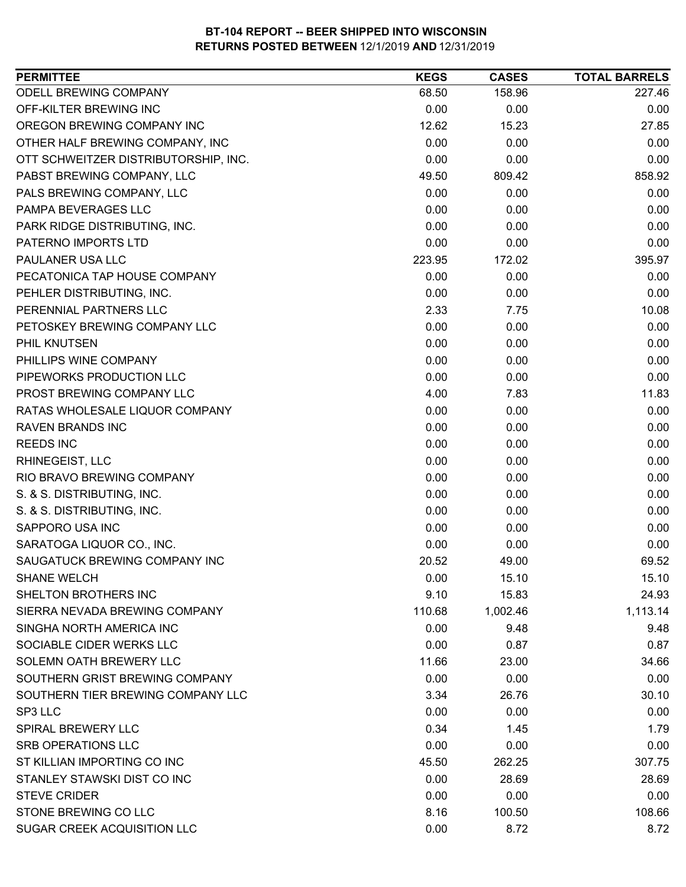**BT-104 REPORT -- BEER SHIPPED INTO WISCONSIN**
**RETURNS POSTED BETWEEN 12/1/2019 AND 12/31/2019**

| PERMITTEE | KEGS | CASES | TOTAL BARRELS |
|---|---|---|---|
| ODELL BREWING COMPANY | 68.50 | 158.96 | 227.46 |
| OFF-KILTER BREWING INC | 0.00 | 0.00 | 0.00 |
| OREGON BREWING COMPANY INC | 12.62 | 15.23 | 27.85 |
| OTHER HALF BREWING COMPANY, INC | 0.00 | 0.00 | 0.00 |
| OTT SCHWEITZER DISTRIBUTORSHIP, INC. | 0.00 | 0.00 | 0.00 |
| PABST BREWING COMPANY, LLC | 49.50 | 809.42 | 858.92 |
| PALS BREWING COMPANY, LLC | 0.00 | 0.00 | 0.00 |
| PAMPA BEVERAGES LLC | 0.00 | 0.00 | 0.00 |
| PARK RIDGE DISTRIBUTING, INC. | 0.00 | 0.00 | 0.00 |
| PATERNO IMPORTS LTD | 0.00 | 0.00 | 0.00 |
| PAULANER USA LLC | 223.95 | 172.02 | 395.97 |
| PECATONICA TAP HOUSE COMPANY | 0.00 | 0.00 | 0.00 |
| PEHLER DISTRIBUTING, INC. | 0.00 | 0.00 | 0.00 |
| PERENNIAL PARTNERS LLC | 2.33 | 7.75 | 10.08 |
| PETOSKEY BREWING COMPANY LLC | 0.00 | 0.00 | 0.00 |
| PHIL KNUTSEN | 0.00 | 0.00 | 0.00 |
| PHILLIPS WINE COMPANY | 0.00 | 0.00 | 0.00 |
| PIPEWORKS PRODUCTION LLC | 0.00 | 0.00 | 0.00 |
| PROST BREWING COMPANY LLC | 4.00 | 7.83 | 11.83 |
| RATAS WHOLESALE LIQUOR COMPANY | 0.00 | 0.00 | 0.00 |
| RAVEN BRANDS INC | 0.00 | 0.00 | 0.00 |
| REEDS INC | 0.00 | 0.00 | 0.00 |
| RHINEGEIST, LLC | 0.00 | 0.00 | 0.00 |
| RIO BRAVO BREWING COMPANY | 0.00 | 0.00 | 0.00 |
| S. & S. DISTRIBUTING, INC. | 0.00 | 0.00 | 0.00 |
| S. & S. DISTRIBUTING, INC. | 0.00 | 0.00 | 0.00 |
| SAPPORO USA INC | 0.00 | 0.00 | 0.00 |
| SARATOGA LIQUOR CO., INC. | 0.00 | 0.00 | 0.00 |
| SAUGATUCK BREWING COMPANY INC | 20.52 | 49.00 | 69.52 |
| SHANE WELCH | 0.00 | 15.10 | 15.10 |
| SHELTON BROTHERS INC | 9.10 | 15.83 | 24.93 |
| SIERRA NEVADA BREWING COMPANY | 110.68 | 1,002.46 | 1,113.14 |
| SINGHA NORTH AMERICA INC | 0.00 | 9.48 | 9.48 |
| SOCIABLE CIDER WERKS LLC | 0.00 | 0.87 | 0.87 |
| SOLEMN OATH BREWERY LLC | 11.66 | 23.00 | 34.66 |
| SOUTHERN GRIST BREWING COMPANY | 0.00 | 0.00 | 0.00 |
| SOUTHERN TIER BREWING COMPANY LLC | 3.34 | 26.76 | 30.10 |
| SP3 LLC | 0.00 | 0.00 | 0.00 |
| SPIRAL BREWERY LLC | 0.34 | 1.45 | 1.79 |
| SRB OPERATIONS LLC | 0.00 | 0.00 | 0.00 |
| ST KILLIAN IMPORTING CO INC | 45.50 | 262.25 | 307.75 |
| STANLEY STAWSKI DIST CO INC | 0.00 | 28.69 | 28.69 |
| STEVE CRIDER | 0.00 | 0.00 | 0.00 |
| STONE BREWING CO LLC | 8.16 | 100.50 | 108.66 |
| SUGAR CREEK ACQUISITION LLC | 0.00 | 8.72 | 8.72 |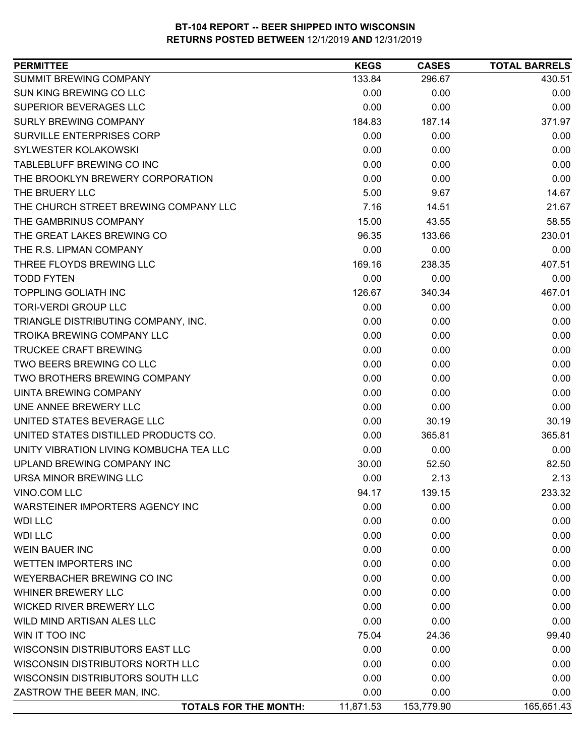# BT-104 REPORT -- BEER SHIPPED INTO WISCONSIN
## RETURNS POSTED BETWEEN 12/1/2019 AND 12/31/2019

| PERMITTEE | KEGS | CASES | TOTAL BARRELS |
|---|---|---|---|
| SUMMIT BREWING COMPANY | 133.84 | 296.67 | 430.51 |
| SUN KING BREWING CO LLC | 0.00 | 0.00 | 0.00 |
| SUPERIOR BEVERAGES LLC | 0.00 | 0.00 | 0.00 |
| SURLY BREWING COMPANY | 184.83 | 187.14 | 371.97 |
| SURVILLE ENTERPRISES CORP | 0.00 | 0.00 | 0.00 |
| SYLWESTER KOLAKOWSKI | 0.00 | 0.00 | 0.00 |
| TABLEBLUFF BREWING CO INC | 0.00 | 0.00 | 0.00 |
| THE BROOKLYN BREWERY CORPORATION | 0.00 | 0.00 | 0.00 |
| THE BRUERY LLC | 5.00 | 9.67 | 14.67 |
| THE CHURCH STREET BREWING COMPANY LLC | 7.16 | 14.51 | 21.67 |
| THE GAMBRINUS COMPANY | 15.00 | 43.55 | 58.55 |
| THE GREAT LAKES BREWING CO | 96.35 | 133.66 | 230.01 |
| THE R.S. LIPMAN COMPANY | 0.00 | 0.00 | 0.00 |
| THREE FLOYDS BREWING LLC | 169.16 | 238.35 | 407.51 |
| TODD FYTEN | 0.00 | 0.00 | 0.00 |
| TOPPLING GOLIATH INC | 126.67 | 340.34 | 467.01 |
| TORI-VERDI GROUP LLC | 0.00 | 0.00 | 0.00 |
| TRIANGLE DISTRIBUTING COMPANY, INC. | 0.00 | 0.00 | 0.00 |
| TROIKA BREWING COMPANY LLC | 0.00 | 0.00 | 0.00 |
| TRUCKEE CRAFT BREWING | 0.00 | 0.00 | 0.00 |
| TWO BEERS BREWING CO LLC | 0.00 | 0.00 | 0.00 |
| TWO BROTHERS BREWING COMPANY | 0.00 | 0.00 | 0.00 |
| UINTA BREWING COMPANY | 0.00 | 0.00 | 0.00 |
| UNE ANNEE BREWERY LLC | 0.00 | 0.00 | 0.00 |
| UNITED STATES BEVERAGE LLC | 0.00 | 30.19 | 30.19 |
| UNITED STATES DISTILLED PRODUCTS CO. | 0.00 | 365.81 | 365.81 |
| UNITY VIBRATION LIVING KOMBUCHA TEA LLC | 0.00 | 0.00 | 0.00 |
| UPLAND BREWING COMPANY INC | 30.00 | 52.50 | 82.50 |
| URSA MINOR BREWING LLC | 0.00 | 2.13 | 2.13 |
| VINO.COM LLC | 94.17 | 139.15 | 233.32 |
| WARSTEINER IMPORTERS AGENCY INC | 0.00 | 0.00 | 0.00 |
| WDI LLC | 0.00 | 0.00 | 0.00 |
| WDI LLC | 0.00 | 0.00 | 0.00 |
| WEIN BAUER INC | 0.00 | 0.00 | 0.00 |
| WETTEN IMPORTERS INC | 0.00 | 0.00 | 0.00 |
| WEYERBACHER BREWING CO INC | 0.00 | 0.00 | 0.00 |
| WHINER BREWERY LLC | 0.00 | 0.00 | 0.00 |
| WICKED RIVER BREWERY LLC | 0.00 | 0.00 | 0.00 |
| WILD MIND ARTISAN ALES LLC | 0.00 | 0.00 | 0.00 |
| WIN IT TOO INC | 75.04 | 24.36 | 99.40 |
| WISCONSIN DISTRIBUTORS EAST LLC | 0.00 | 0.00 | 0.00 |
| WISCONSIN DISTRIBUTORS NORTH LLC | 0.00 | 0.00 | 0.00 |
| WISCONSIN DISTRIBUTORS SOUTH LLC | 0.00 | 0.00 | 0.00 |
| ZASTROW THE BEER MAN, INC. | 0.00 | 0.00 | 0.00 |
| **TOTALS FOR THE MONTH:** | 11,871.53 | 153,779.90 | 165,651.43 |